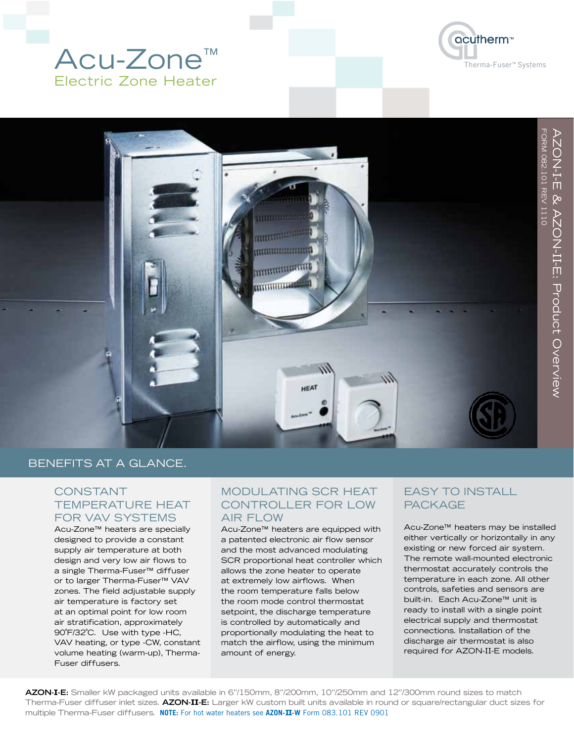# Acu-Zone™

## Electric Zone Heater

acutherm™

Therma-Fuser™ Systems

AZON-I-E & AZON-II-E: Product Overview

FORM 082.101 REV 1110

## BENEFITS AT A GLANCE.

### CONSTANT TEMPERATURE HEAT FOR VAV SYSTEMS

Acu-Zone™ heaters are specially designed to provide a constant supply air temperature at both design and very low air flows to a single Therma-Fuser™ diffuser or to larger Therma-Fuser™ VAV zones. The field adjustable supply air temperature is factory set at an optimal point for low room air stratification, approximately 90˚F/32˚C. Use with type -HC, VAV heating, or type -CW, constant volume heating (warm-up), Therma-Fuser diffusers.

### MODULATING SCR HEAT CONTROLLER FOR LOW AIR FLOW

Acu-Zone™ heaters are equipped with a patented electronic air flow sensor and the most advanced modulating SCR proportional heat controller which allows the zone heater to operate at extremely low airflows. When the room temperature falls below the room mode control thermostat setpoint, the discharge temperature is controlled by automatically and proportionally modulating the heat to match the airflow, using the minimum amount of energy.

### EASY TO INSTALL PACKAGE

Acu-Zone™ heaters may be installed either vertically or horizontally in any existing or new forced air system. The remote wall-mounted electronic thermostat accurately controls the temperature in each zone. All other controls, safeties and sensors are built-in. Each Acu-Zone™ unit is ready to install with a single point electrical supply and thermostat connections. Installation of the discharge air thermostat is also required for AZON-II-E models.

**AZON-I-E:** Smaller kW packaged units available in 6"/150mm, 8"/200mm, 10"/250mm and 12"/300mm round sizes to match Therma-Fuser diffuser inlet sizes. **AZON-II-E:** Larger kW custom built units available in round or square/rectangular duct sizes for multiple Therma-Fuser diffusers. **NOTE:** For hot water heaters see **AZON-II-W** Form 083.101 REV 0901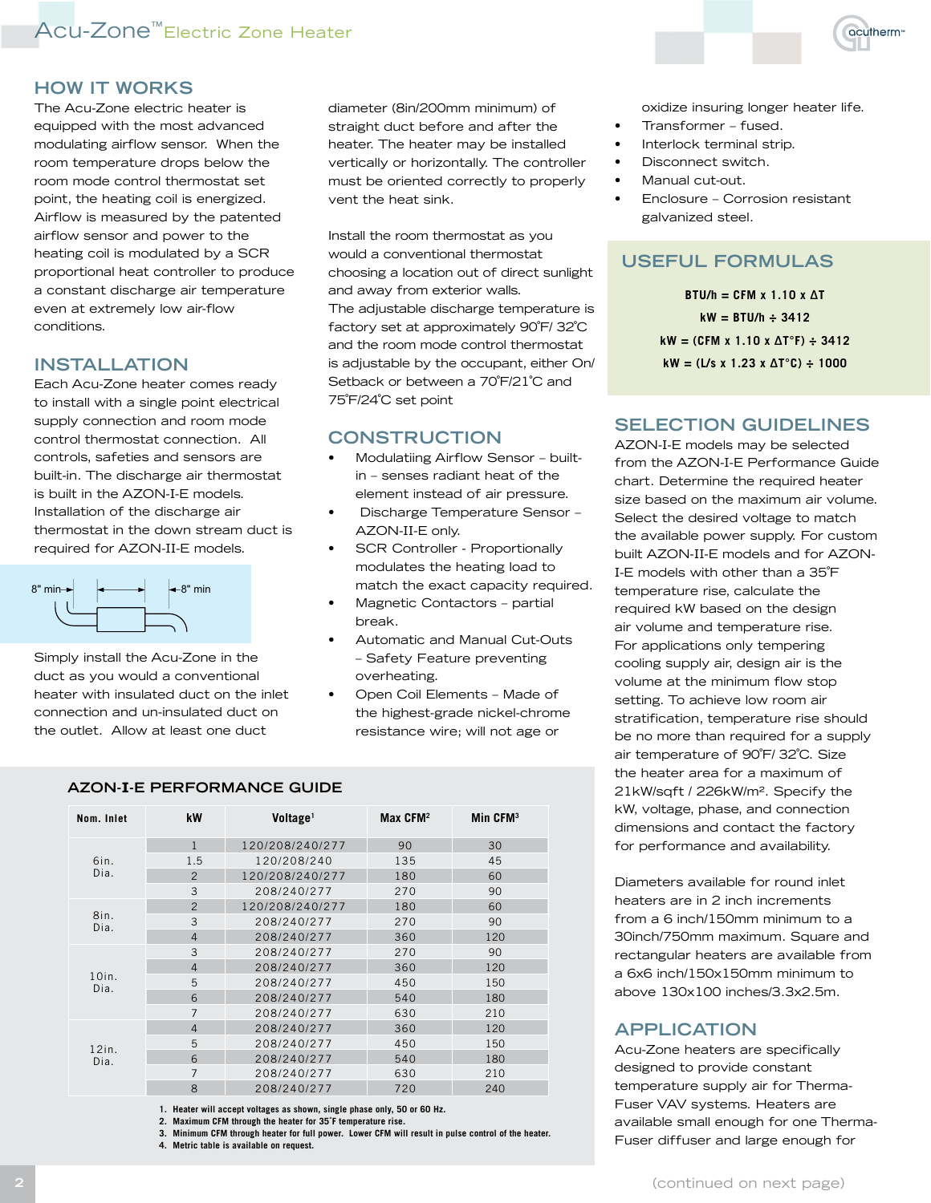# Acu-Zone™ Electric Zone Heater

## HOW IT WORKS

The Acu-Zone electric heater is equipped with the most advanced modulating airflow sensor. When the room temperature drops below the room mode control thermostat set point, the heating coil is energized. Airflow is measured by the patented airflow sensor and power to the heating coil is modulated by a SCR proportional heat controller to produce a constant discharge air temperature even at extremely low air-flow conditions.

## INSTALLATION

Each Acu-Zone heater comes ready to install with a single point electrical supply connection and room mode control thermostat connection. All controls, safeties and sensors are built-in. The discharge air thermostat is built in the AZON-I-E models. Installation of the discharge air thermostat in the down stream duct is required for AZON-II-E models.

8" min 8" min

Simply install the Acu-Zone in the duct as you would a conventional heater with insulated duct on the inlet connection and un-insulated duct on the outlet. Allow at least one duct diameter (8in/200mm minimum) of straight duct before and after the heater. The heater may be installed vertically or horizontally. The controller must be oriented correctly to properly vent the heat sink.

Install the room thermostat as you would a conventional thermostat choosing a location out of direct sunlight and away from exterior walls.

The adjustable discharge temperature is factory set at approximately 90˚F/ 32˚C and the room mode control thermostat is adjustable by the occupant, either On/ Setback or between a 70˚F/21˚C and 75˚F/24˚C set point

## CONSTRUCTION

- Modulatiing Airflow Sensor – built-in – senses radiant heat of the element instead of air pressure.
- Discharge Temperature Sensor – AZON-II-E only.
- SCR Controller - Proportionally modulates the heating load to match the exact capacity required.
- Magnetic Contactors – partial break.
- Automatic and Manual Cut-Outs – Safety Feature preventing overheating.
- Open Coil Elements – Made of the highest-grade nickel-chrome resistance wire; will not age or oxidize insuring longer heater life.
- Transformer – fused.
- Interlock terminal strip.
- Disconnect switch.
- Manual cut-out.
- Enclosure – Corrosion resistant galvanized steel.

## USEFUL FORMULAS

**BTU/h = CFM x 1.10 x ΔT**

**kW = BTU/h ÷ 3412**

**kW = (CFM x 1.10 x ΔT°F) ÷ 3412**

**kW = (L/s x 1.23 x ΔT°C) ÷ 1000**

## SELECTION GUIDELINES

AZON-I-E models may be selected from the AZON-I-E Performance Guide chart. Determine the required heater size based on the maximum air volume. Select the desired voltage to match the available power supply. For custom built AZON-II-E models and for AZON-I-E models with other than a 35˚F temperature rise, calculate the required kW based on the design air volume and temperature rise.

For applications only tempering cooling supply air, design air is the volume at the minimum flow stop setting. To achieve low room air stratification, temperature rise should be no more than required for a supply air temperature of 90˚F/ 32˚C. Size the heater area for a maximum of 21kW/sqft / 226kW/m². Specify the kW, voltage, phase, and connection dimensions and contact the factory for performance and availability.

Diameters available for round inlet heaters are in 2 inch increments from a 6 inch/150mm minimum to a 30inch/750mm maximum. Square and rectangular heaters are available from a 6x6 inch/150x150mm minimum to above 130x100 inches/3.3x2.5m.

## APPLICATION

Acu-Zone heaters are specifically designed to provide constant temperature supply air for Therma-Fuser VAV systems. Heaters are available small enough for one Therma-Fuser diffuser and large enough for

(continued on next page)

### AZON-I-E PERFORMANCE GUIDE

| Nom. Inlet | kW | Voltage[1] | Max CFM[2] | Min CFM[3] |
|---|---|---|---|---|
| 6in. Dia. | 1 | 120/208/240/277 | 90 | 30 |
| | 1.5 | 120/208/240 | 135 | 45 |
| | 2 | 120/208/240/277 | 180 | 60 |
| | 3 | 208/240/277 | 270 | 90 |
| 8in. Dia. | 2 | 120/208/240/277 | 180 | 60 |
| | 3 | 208/240/277 | 270 | 90 |
| | 4 | 208/240/277 | 360 | 120 |
| 10in. Dia. | 3 | 208/240/277 | 270 | 90 |
| | 4 | 208/240/277 | 360 | 120 |
| | 5 | 208/240/277 | 450 | 150 |
| | 6 | 208/240/277 | 540 | 180 |
| | 7 | 208/240/277 | 630 | 210 |
| 12in. Dia. | 4 | 208/240/277 | 360 | 120 |
| | 5 | 208/240/277 | 450 | 150 |
| | 6 | 208/240/277 | 540 | 180 |
| | 7 | 208/240/277 | 630 | 210 |
| | 8 | 208/240/277 | 720 | 240 |

1. Heater will accept voltages as shown, single phase only, 50 or 60 Hz.
2. Maximum CFM through the heater for 35˚F temperature rise.
3. Minimum CFM through heater for full power. Lower CFM will result in pulse control of the heater.
4. Metric table is available on request.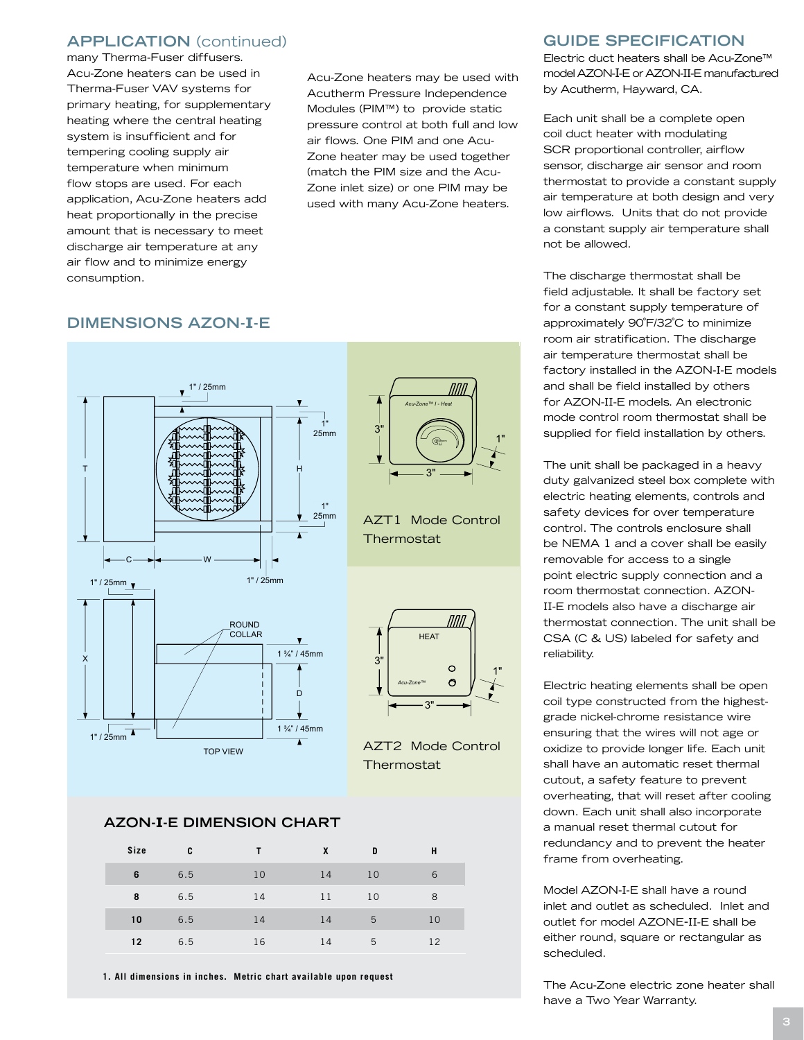## APPLICATION (continued)

many Therma-Fuser diffusers. Acu-Zone heaters can be used in Therma-Fuser VAV systems for primary heating, for supplementary heating where the central heating system is insufficient and for tempering cooling supply air temperature when minimum flow stops are used. For each application, Acu-Zone heaters add heat proportionally in the precise amount that is necessary to meet discharge air temperature at any air flow and to minimize energy consumption.

Acu-Zone heaters may be used with Acutherm Pressure Independence Modules (PIM™) to provide static pressure control at both full and low air flows. One PIM and one Acu-Zone heater may be used together (match the PIM size and the Acu-Zone inlet size) or one PIM may be used with many Acu-Zone heaters.

## DIMENSIONS AZON-I-E

1" / 25mm

1" 25mm

T

H

1" 25mm

C

W

1" / 25mm

1" / 25mm

X

ROUND COLLAR

1 ¾" / 45mm

D

1 ¾" / 45mm

1" / 25mm

TOP VIEW

3"

Acu-Zone™ I - Heat

1"

3"

AZT1 Mode Control Thermostat

HEAT

3"

Acu-Zone™

1"

3"

AZT2 Mode Control Thermostat

### AZON-I-E DIMENSION CHART

| Size | C | T | X | D | H |
|---|---|---|---|---|---|
| 6 | 6.5 | 10 | 14 | 10 | 6 |
| 8 | 6.5 | 14 | 11 | 10 | 8 |
| 10 | 6.5 | 14 | 14 | 5 | 10 |
| 12 | 6.5 | 16 | 14 | 5 | 12 |

1. All dimensions in inches. Metric chart available upon request

## GUIDE SPECIFICATION

Electric duct heaters shall be Acu-Zone™ model AZON-I-E or AZON-II-E manufactured by Acutherm, Hayward, CA.

Each unit shall be a complete open coil duct heater with modulating SCR proportional controller, airflow sensor, discharge air sensor and room thermostat to provide a constant supply air temperature at both design and very low airflows. Units that do not provide a constant supply air temperature shall not be allowed.

The discharge thermostat shall be field adjustable. It shall be factory set for a constant supply temperature of approximately 90˚F/32˚C to minimize room air stratification. The discharge air temperature thermostat shall be factory installed in the AZON-I-E models and shall be field installed by others for AZON-II-E models. An electronic mode control room thermostat shall be supplied for field installation by others.

The unit shall be packaged in a heavy duty galvanized steel box complete with electric heating elements, controls and safety devices for over temperature control. The controls enclosure shall be NEMA 1 and a cover shall be easily removable for access to a single point electric supply connection and a room thermostat connection. AZON-II-E models also have a discharge air thermostat connection. The unit shall be CSA (C & US) labeled for safety and reliability.

Electric heating elements shall be open coil type constructed from the highest-grade nickel-chrome resistance wire ensuring that the wires will not age or oxidize to provide longer life. Each unit shall have an automatic reset thermal cutout, a safety feature to prevent overheating, that will reset after cooling down. Each unit shall also incorporate a manual reset thermal cutout for redundancy and to prevent the heater frame from overheating.

Model AZON-I-E shall have a round inlet and outlet as scheduled. Inlet and outlet for model AZONE-II-E shall be either round, square or rectangular as scheduled.

The Acu-Zone electric zone heater shall have a Two Year Warranty.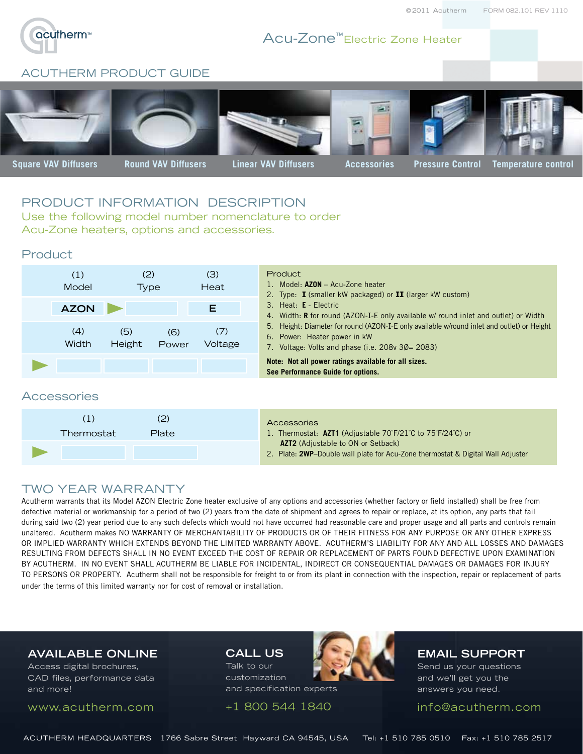acutherm™

# Acu-Zone™ Electric Zone Heater

## ACUTHERM PRODUCT GUIDE

Square VAV Diffusers | Round VAV Diffusers | Linear VAV Diffusers | Accessories | Pressure Control | Temperature control

## PRODUCT INFORMATION DESCRIPTION

Use the following model number nomenclature to order Acu-Zone heaters, options and accessories.

### Product

| (1) Model | (2) Type | (3) Heat |
|---|---|---|
| AZON | | E |

| (4) Width | (5) Height | (6) Power | (7) Voltage |
|---|---|---|---|
| | | | |

Product

1. Model: **AZON** – Acu-Zone heater
2. Type: **I** (smaller kW packaged) or **II** (larger kW custom)
3. Heat: **E** - Electric
4. Width: **R** for round (AZON-I-E only available w/ round inlet and outlet) or Width
5. Height: Diameter for round (AZON-I-E only available w/round inlet and outlet) or Height
6. Power: Heater power in kW
7. Voltage: Volts and phase (i.e. 208v 3Ø= 2083)

**Note: Not all power ratings available for all sizes.**
**See Performance Guide for options.**

### Accessories

| (1) Thermostat | (2) Plate |
|---|---|
| | |

Accessories

1. Thermostat: **AZT1** (Adjustable 70˚F/21˚C to 75˚F/24˚C) or **AZT2** (Adjustable to ON or Setback)
2. Plate: **2WP**–Double wall plate for Acu-Zone thermostat & Digital Wall Adjuster

## TWO YEAR WARRANTY

Acutherm warrants that its Model AZON Electric Zone heater exclusive of any options and accessories (whether factory or field installed) shall be free from defective material or workmanship for a period of two (2) years from the date of shipment and agrees to repair or replace, at its option, any parts that fail during said two (2) year period due to any such defects which would not have occurred had reasonable care and proper usage and all parts and controls remain unaltered. Acutherm makes NO WARRANTY OF MERCHANTABILITY OF PRODUCTS OR OF THEIR FITNESS FOR ANY PURPOSE OR ANY OTHER EXPRESS OR IMPLIED WARRANTY WHICH EXTENDS BEYOND THE LIMITED WARRANTY ABOVE. ACUTHERM'S LIABILITY FOR ANY AND ALL LOSSES AND DAMAGES RESULTING FROM DEFECTS SHALL IN NO EVENT EXCEED THE COST OF REPAIR OR REPLACEMENT OF PARTS FOUND DEFECTIVE UPON EXAMINATION BY ACUTHERM. IN NO EVENT SHALL ACUTHERM BE LIABLE FOR INCIDENTAL, INDIRECT OR CONSEQUENTIAL DAMAGES OR DAMAGES FOR INJURY TO PERSONS OR PROPERTY. Acutherm shall not be responsible for freight to or from its plant in connection with the inspection, repair or replacement of parts under the terms of this limited warranty nor for cost of removal or installation.

### AVAILABLE ONLINE

Access digital brochures, CAD files, performance data and more!

www.acutherm.com

### CALL US

Talk to our customization and specification experts

+1 800 544 1840

### EMAIL SUPPORT

Send us your questions and we'll get you the answers you need.

info@acutherm.com

ACUTHERM HEADQUARTERS 1766 Sabre Street Hayward CA 94545, USA Tel: +1 510 785 0510 Fax: +1 510 785 2517